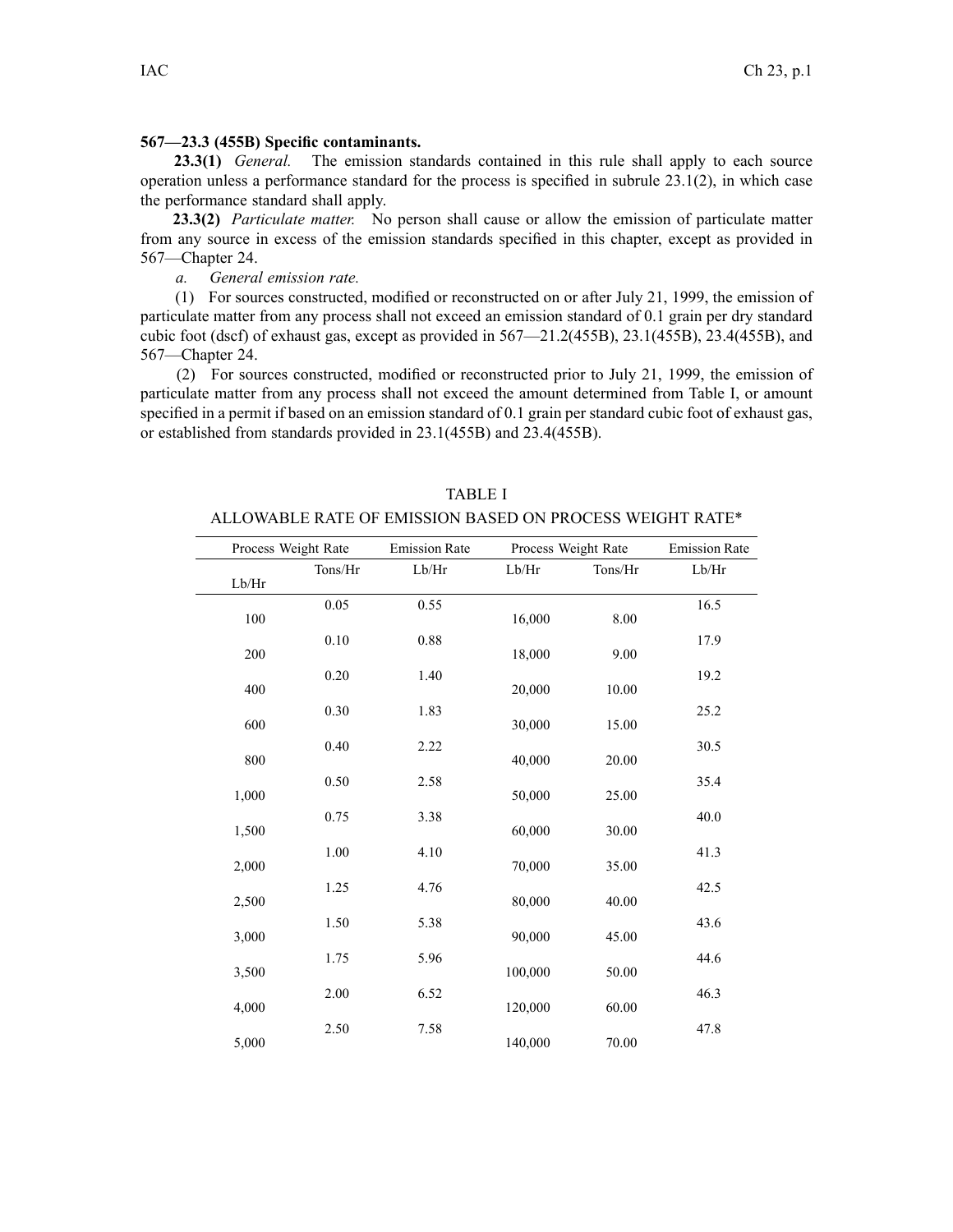**567—23.3 (455B) Specific contaminants.**

**23.3(1)** *General.* The emission standards contained in this rule shall apply to each source operation unless a performance standard for the process is specified in subrule 23.1(2), in which case the performance standard shall apply.

**23.3(2)** *Particulate matter.* No person shall cause or allow the emission of particulate matter from any source in excess of the emission standards specified in this chapter, except as provided in 567—Chapter 24.

*a. General emission rate.*

(1) For sources constructed, modified or reconstructed on or after July 21, 1999, the emission of particulate matter from any process shall not exceed an emission standard of 0.1 grain per dry standard cubic foot (dscf) of exhaust gas, except as provided in 567—21.2(455B), 23.1(455B), 23.4(455B), and 567—Chapter 24.

(2) For sources constructed, modified or reconstructed prior to July 21, 1999, the emission of particulate matter from any process shall not exceed the amount determined from Table I, or amount specified in a permit if based on an emission standard of 0.1 grain per standard cubic foot of exhaust gas, or established from standards provided in 23.1(455B) and 23.4(455B).

TABLE I

ALLOWABLE RATE OF EMISSION BASED ON PROCESS WEIGHT RATE*

| Process Weight Rate | | Emission Rate | Process Weight Rate | | Emission Rate |
|---|---|---|---|---|---|
| Lb/Hr | Tons/Hr | Lb/Hr | Lb/Hr | Tons/Hr | Lb/Hr |
| 100 | 0.05 | 0.55 | 16,000 | 8.00 | 16.5 |
| 200 | 0.10 | 0.88 | 18,000 | 9.00 | 17.9 |
| 400 | 0.20 | 1.40 | 20,000 | 10.00 | 19.2 |
| 600 | 0.30 | 1.83 | 30,000 | 15.00 | 25.2 |
| 800 | 0.40 | 2.22 | 40,000 | 20.00 | 30.5 |
| 1,000 | 0.50 | 2.58 | 50,000 | 25.00 | 35.4 |
| 1,500 | 0.75 | 3.38 | 60,000 | 30.00 | 40.0 |
| 2,000 | 1.00 | 4.10 | 70,000 | 35.00 | 41.3 |
| 2,500 | 1.25 | 4.76 | 80,000 | 40.00 | 42.5 |
| 3,000 | 1.50 | 5.38 | 90,000 | 45.00 | 43.6 |
| 3,500 | 1.75 | 5.96 | 100,000 | 50.00 | 44.6 |
| 4,000 | 2.00 | 6.52 | 120,000 | 60.00 | 46.3 |
| 5,000 | 2.50 | 7.58 | 140,000 | 70.00 | 47.8 |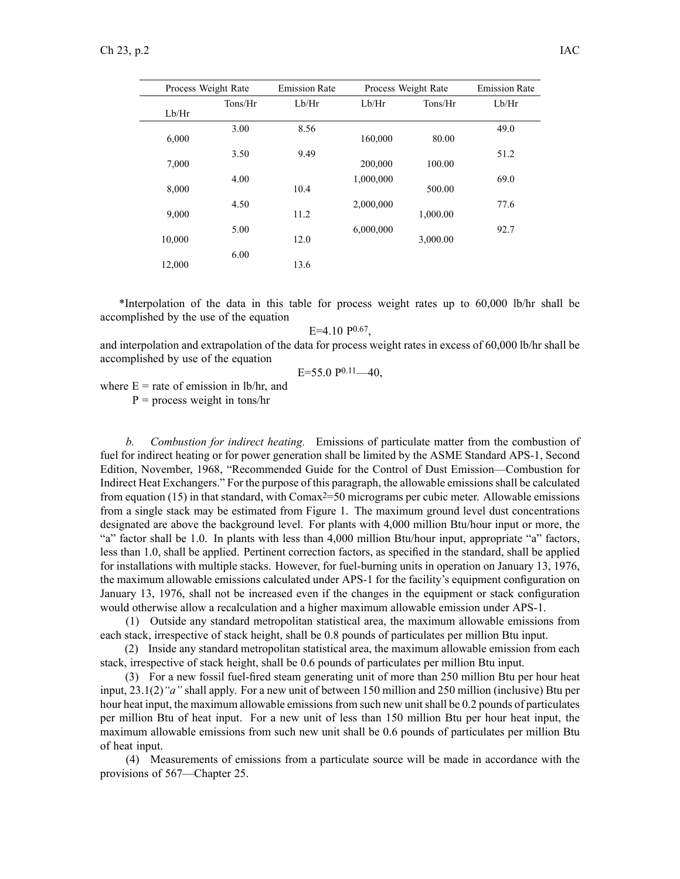| Process Weight Rate | | Emission Rate | Process Weight Rate | | Emission Rate |
|---|---|---|---|---|---|
| Lb/Hr | Tons/Hr | Lb/Hr | Lb/Hr | Tons/Hr | Lb/Hr |
| 6,000 | 3.00 | 8.56 | 160,000 | 80.00 | 49.0 |
| 7,000 | 3.50 | 9.49 | 200,000 | 100.00 | 51.2 |
| 8,000 | 4.00 | 10.4 | 1,000,000 | 500.00 | 69.0 |
| 9,000 | 4.50 | 11.2 | 2,000,000 | 1,000.00 | 77.6 |
| 10,000 | 5.00 | 12.0 | 6,000,000 | 3,000.00 | 92.7 |
| 12,000 | 6.00 | 13.6 | | | |

*Interpolation of the data in this table for process weight rates up to 60,000 lb/hr shall be accomplished by the use of the equation

$$E=4.10\ P^{0.67},$$

and interpolation and extrapolation of the data for process weight rates in excess of 60,000 lb/hr shall be accomplished by use of the equation

$$E=55.0\ P^{0.11}—40,$$

where E = rate of emission in lb/hr, and
P = process weight in tons/hr

*b. Combustion for indirect heating.* Emissions of particulate matter from the combustion of fuel for indirect heating or for power generation shall be limited by the ASME Standard APS-1, Second Edition, November, 1968, "Recommended Guide for the Control of Dust Emission—Combustion for Indirect Heat Exchangers." For the purpose of this paragraph, the allowable emissions shall be calculated from equation (15) in that standard, with $Comax^2$=50 micrograms per cubic meter. Allowable emissions from a single stack may be estimated from Figure 1. The maximum ground level dust concentrations designated are above the background level. For plants with 4,000 million Btu/hour input or more, the "a" factor shall be 1.0. In plants with less than 4,000 million Btu/hour input, appropriate "a" factors, less than 1.0, shall be applied. Pertinent correction factors, as specified in the standard, shall be applied for installations with multiple stacks. However, for fuel-burning units in operation on January 13, 1976, the maximum allowable emissions calculated under APS-1 for the facility's equipment configuration on January 13, 1976, shall not be increased even if the changes in the equipment or stack configuration would otherwise allow a recalculation and a higher maximum allowable emission under APS-1.

(1) Outside any standard metropolitan statistical area, the maximum allowable emissions from each stack, irrespective of stack height, shall be 0.8 pounds of particulates per million Btu input.

(2) Inside any standard metropolitan statistical area, the maximum allowable emission from each stack, irrespective of stack height, shall be 0.6 pounds of particulates per million Btu input.

(3) For a new fossil fuel-fired steam generating unit of more than 250 million Btu per hour heat input, 23.1(2)*"a"* shall apply. For a new unit of between 150 million and 250 million (inclusive) Btu per hour heat input, the maximum allowable emissions from such new unit shall be 0.2 pounds of particulates per million Btu of heat input. For a new unit of less than 150 million Btu per hour heat input, the maximum allowable emissions from such new unit shall be 0.6 pounds of particulates per million Btu of heat input.

(4) Measurements of emissions from a particulate source will be made in accordance with the provisions of 567—Chapter 25.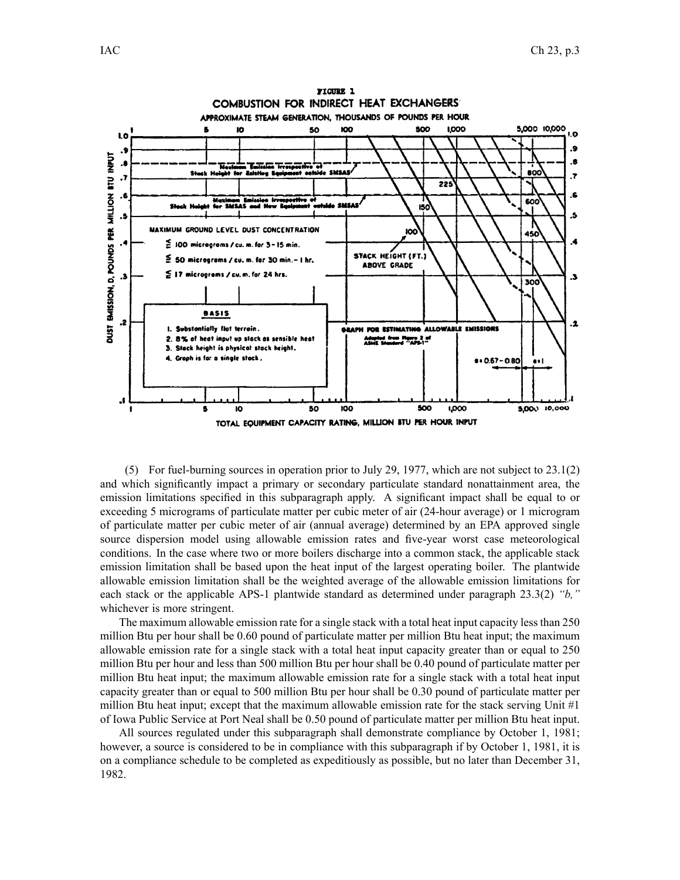**FIGURE 1**

**COMBUSTION FOR INDIRECT HEAT EXCHANGERS**

(5) For fuel-burning sources in operation prior to July 29, 1977, which are not subject to 23.1(2) and which significantly impact a primary or secondary particulate standard nonattainment area, the emission limitations specified in this subparagraph apply. A significant impact shall be equal to or exceeding 5 micrograms of particulate matter per cubic meter of air (24-hour average) or 1 microgram of particulate matter per cubic meter of air (annual average) determined by an EPA approved single source dispersion model using allowable emission rates and five-year worst case meteorological conditions. In the case where two or more boilers discharge into a common stack, the applicable stack emission limitation shall be based upon the heat input of the largest operating boiler. The plantwide allowable emission limitation shall be the weighted average of the allowable emission limitations for each stack or the applicable APS-1 plantwide standard as determined under paragraph 23.3(2) *"b,"* whichever is more stringent.

The maximum allowable emission rate for a single stack with a total heat input capacity less than 250 million Btu per hour shall be 0.60 pound of particulate matter per million Btu heat input; the maximum allowable emission rate for a single stack with a total heat input capacity greater than or equal to 250 million Btu per hour and less than 500 million Btu per hour shall be 0.40 pound of particulate matter per million Btu heat input; the maximum allowable emission rate for a single stack with a total heat input capacity greater than or equal to 500 million Btu per hour shall be 0.30 pound of particulate matter per million Btu heat input; except that the maximum allowable emission rate for the stack serving Unit #1 of Iowa Public Service at Port Neal shall be 0.50 pound of particulate matter per million Btu heat input.

All sources regulated under this subparagraph shall demonstrate compliance by October 1, 1981; however, a source is considered to be in compliance with this subparagraph if by October 1, 1981, it is on a compliance schedule to be completed as expeditiously as possible, but no later than December 31, 1982.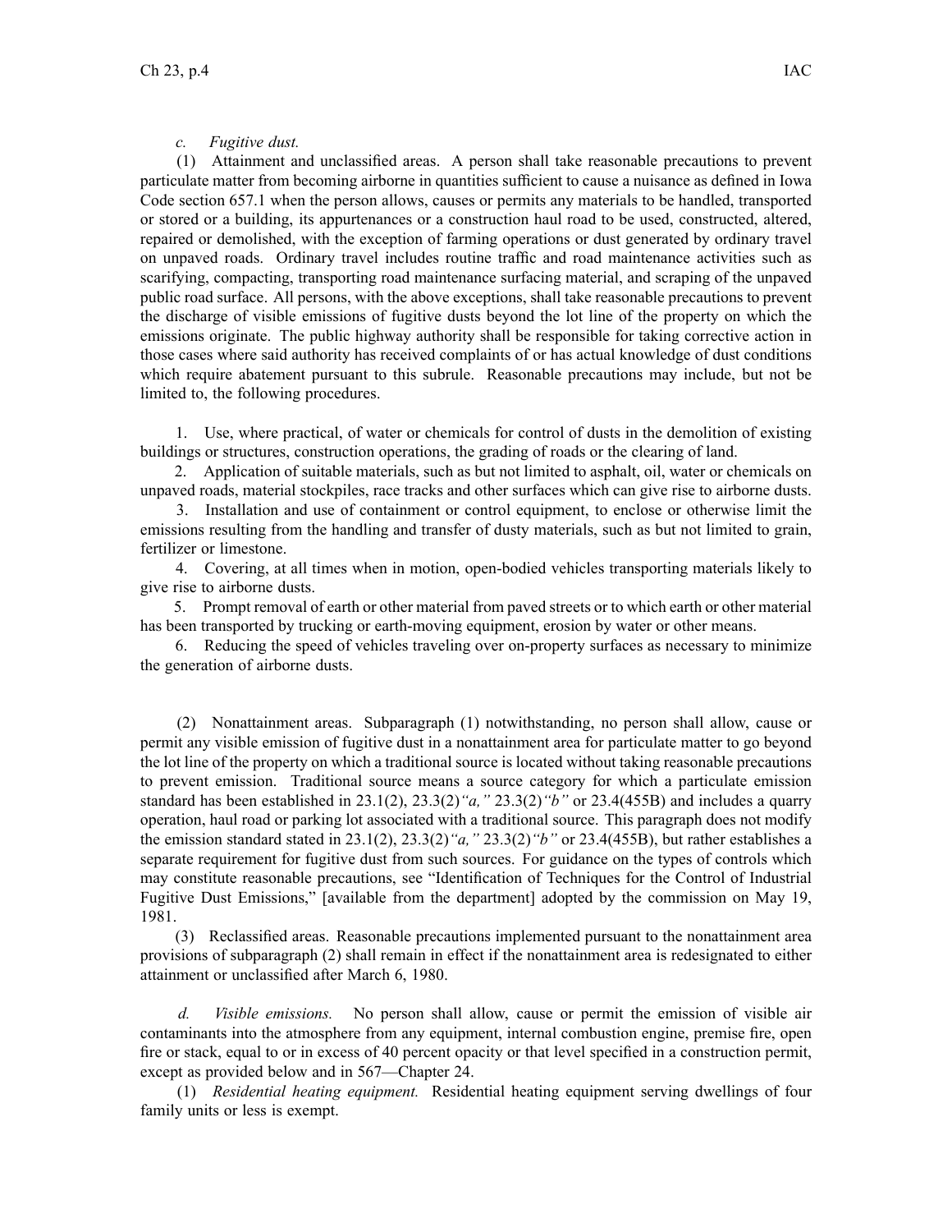*c. Fugitive dust.*

(1) Attainment and unclassified areas. A person shall take reasonable precautions to prevent particulate matter from becoming airborne in quantities sufficient to cause a nuisance as defined in Iowa Code section 657.1 when the person allows, causes or permits any materials to be handled, transported or stored or a building, its appurtenances or a construction haul road to be used, constructed, altered, repaired or demolished, with the exception of farming operations or dust generated by ordinary travel on unpaved roads. Ordinary travel includes routine traffic and road maintenance activities such as scarifying, compacting, transporting road maintenance surfacing material, and scraping of the unpaved public road surface. All persons, with the above exceptions, shall take reasonable precautions to prevent the discharge of visible emissions of fugitive dusts beyond the lot line of the property on which the emissions originate. The public highway authority shall be responsible for taking corrective action in those cases where said authority has received complaints of or has actual knowledge of dust conditions which require abatement pursuant to this subrule. Reasonable precautions may include, but not be limited to, the following procedures.

1. Use, where practical, of water or chemicals for control of dusts in the demolition of existing buildings or structures, construction operations, the grading of roads or the clearing of land.
2. Application of suitable materials, such as but not limited to asphalt, oil, water or chemicals on unpaved roads, material stockpiles, race tracks and other surfaces which can give rise to airborne dusts.
3. Installation and use of containment or control equipment, to enclose or otherwise limit the emissions resulting from the handling and transfer of dusty materials, such as but not limited to grain, fertilizer or limestone.
4. Covering, at all times when in motion, open-bodied vehicles transporting materials likely to give rise to airborne dusts.
5. Prompt removal of earth or other material from paved streets or to which earth or other material has been transported by trucking or earth-moving equipment, erosion by water or other means.
6. Reducing the speed of vehicles traveling over on-property surfaces as necessary to minimize the generation of airborne dusts.

(2) Nonattainment areas. Subparagraph (1) notwithstanding, no person shall allow, cause or permit any visible emission of fugitive dust in a nonattainment area for particulate matter to go beyond the lot line of the property on which a traditional source is located without taking reasonable precautions to prevent emission. Traditional source means a source category for which a particulate emission standard has been established in 23.1(2), 23.3(2)*"a,"* 23.3(2)*"b"* or 23.4(455B) and includes a quarry operation, haul road or parking lot associated with a traditional source. This paragraph does not modify the emission standard stated in 23.1(2), 23.3(2)*"a,"* 23.3(2)*"b"* or 23.4(455B), but rather establishes a separate requirement for fugitive dust from such sources. For guidance on the types of controls which may constitute reasonable precautions, see "Identification of Techniques for the Control of Industrial Fugitive Dust Emissions," [available from the department] adopted by the commission on May 19, 1981.

(3) Reclassified areas. Reasonable precautions implemented pursuant to the nonattainment area provisions of subparagraph (2) shall remain in effect if the nonattainment area is redesignated to either attainment or unclassified after March 6, 1980.

*d. Visible emissions.* No person shall allow, cause or permit the emission of visible air contaminants into the atmosphere from any equipment, internal combustion engine, premise fire, open fire or stack, equal to or in excess of 40 percent opacity or that level specified in a construction permit, except as provided below and in 567—Chapter 24.

(1) *Residential heating equipment.* Residential heating equipment serving dwellings of four family units or less is exempt.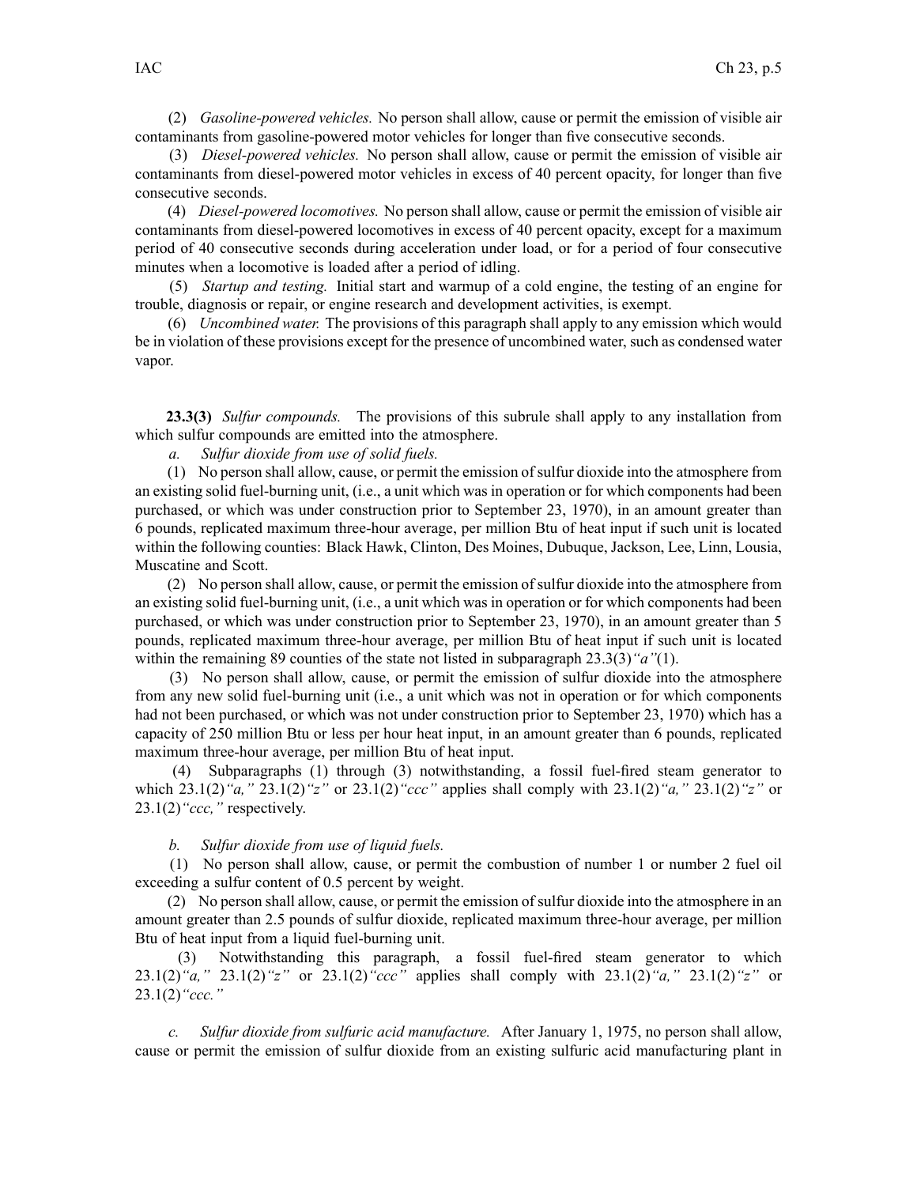(2) *Gasoline-powered vehicles.* No person shall allow, cause or permit the emission of visible air contaminants from gasoline-powered motor vehicles for longer than five consecutive seconds.

(3) *Diesel-powered vehicles.* No person shall allow, cause or permit the emission of visible air contaminants from diesel-powered motor vehicles in excess of 40 percent opacity, for longer than five consecutive seconds.

(4) *Diesel-powered locomotives.* No person shall allow, cause or permit the emission of visible air contaminants from diesel-powered locomotives in excess of 40 percent opacity, except for a maximum period of 40 consecutive seconds during acceleration under load, or for a period of four consecutive minutes when a locomotive is loaded after a period of idling.

(5) *Startup and testing.* Initial start and warmup of a cold engine, the testing of an engine for trouble, diagnosis or repair, or engine research and development activities, is exempt.

(6) *Uncombined water.* The provisions of this paragraph shall apply to any emission which would be in violation of these provisions except for the presence of uncombined water, such as condensed water vapor.

**23.3(3)** *Sulfur compounds.* The provisions of this subrule shall apply to any installation from which sulfur compounds are emitted into the atmosphere.

*a. Sulfur dioxide from use of solid fuels.*

(1) No person shall allow, cause, or permit the emission of sulfur dioxide into the atmosphere from an existing solid fuel-burning unit, (i.e., a unit which was in operation or for which components had been purchased, or which was under construction prior to September 23, 1970), in an amount greater than 6 pounds, replicated maximum three-hour average, per million Btu of heat input if such unit is located within the following counties: Black Hawk, Clinton, Des Moines, Dubuque, Jackson, Lee, Linn, Lousia, Muscatine and Scott.

(2) No person shall allow, cause, or permit the emission of sulfur dioxide into the atmosphere from an existing solid fuel-burning unit, (i.e., a unit which was in operation or for which components had been purchased, or which was under construction prior to September 23, 1970), in an amount greater than 5 pounds, replicated maximum three-hour average, per million Btu of heat input if such unit is located within the remaining 89 counties of the state not listed in subparagraph 23.3(3)*"a"*(1).

(3) No person shall allow, cause, or permit the emission of sulfur dioxide into the atmosphere from any new solid fuel-burning unit (i.e., a unit which was not in operation or for which components had not been purchased, or which was not under construction prior to September 23, 1970) which has a capacity of 250 million Btu or less per hour heat input, in an amount greater than 6 pounds, replicated maximum three-hour average, per million Btu of heat input.

(4) Subparagraphs (1) through (3) notwithstanding, a fossil fuel-fired steam generator to which 23.1(2)*"a,"* 23.1(2)*"z"* or 23.1(2)*"ccc"* applies shall comply with 23.1(2)*"a,"* 23.1(2)*"z"* or 23.1(2)*"ccc,"* respectively.

*b. Sulfur dioxide from use of liquid fuels.*

(1) No person shall allow, cause, or permit the combustion of number 1 or number 2 fuel oil exceeding a sulfur content of 0.5 percent by weight.

(2) No person shall allow, cause, or permit the emission of sulfur dioxide into the atmosphere in an amount greater than 2.5 pounds of sulfur dioxide, replicated maximum three-hour average, per million Btu of heat input from a liquid fuel-burning unit.

(3) Notwithstanding this paragraph, a fossil fuel-fired steam generator to which 23.1(2)*"a,"* 23.1(2)*"z"* or 23.1(2)*"ccc"* applies shall comply with 23.1(2)*"a,"* 23.1(2)*"z"* or 23.1(2)*"ccc."*

*c. Sulfur dioxide from sulfuric acid manufacture.* After January 1, 1975, no person shall allow, cause or permit the emission of sulfur dioxide from an existing sulfuric acid manufacturing plant in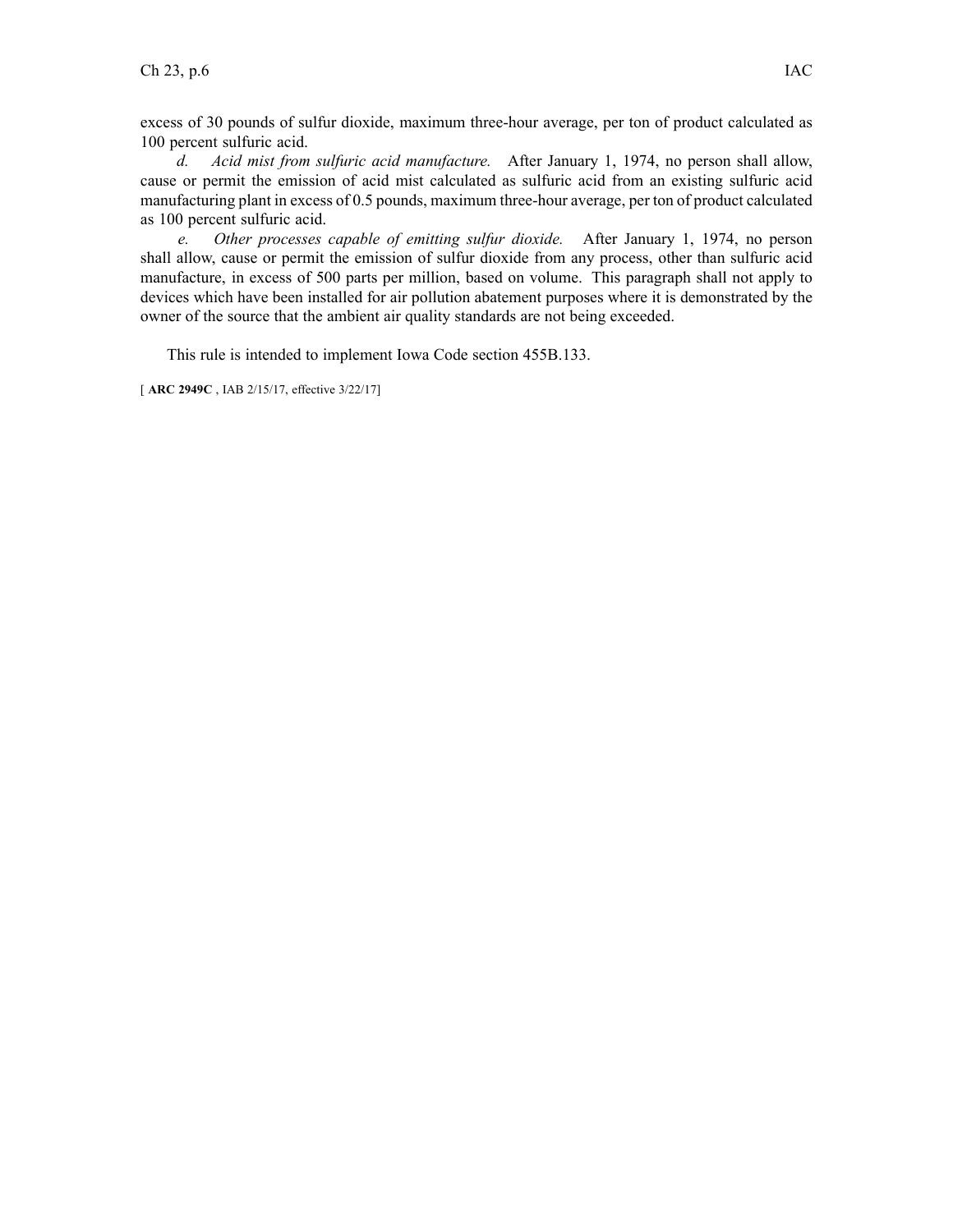excess of 30 pounds of sulfur dioxide, maximum three-hour average, per ton of product calculated as 100 percent sulfuric acid.

*d. Acid mist from sulfuric acid manufacture.* After January 1, 1974, no person shall allow, cause or permit the emission of acid mist calculated as sulfuric acid from an existing sulfuric acid manufacturing plant in excess of 0.5 pounds, maximum three-hour average, per ton of product calculated as 100 percent sulfuric acid.

*e. Other processes capable of emitting sulfur dioxide.* After January 1, 1974, no person shall allow, cause or permit the emission of sulfur dioxide from any process, other than sulfuric acid manufacture, in excess of 500 parts per million, based on volume. This paragraph shall not apply to devices which have been installed for air pollution abatement purposes where it is demonstrated by the owner of the source that the ambient air quality standards are not being exceeded.

This rule is intended to implement Iowa Code section 455B.133.

[ **ARC 2949C** , IAB 2/15/17, effective 3/22/17]